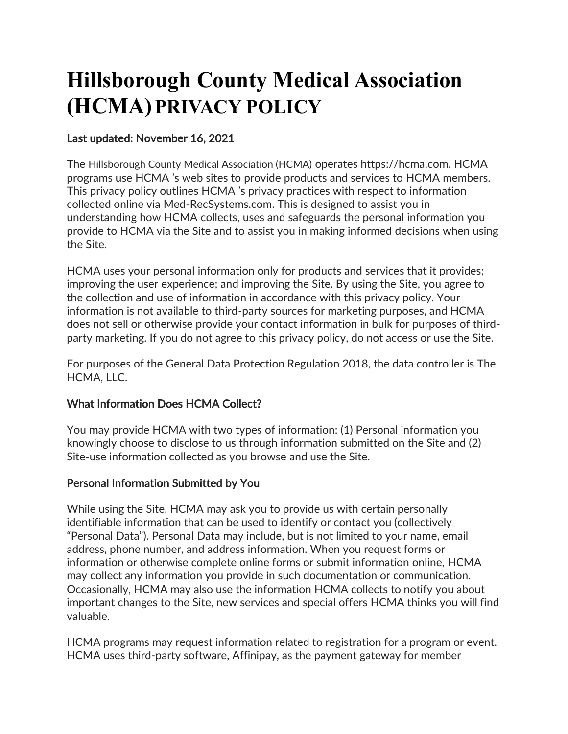# Hillsborough County Medical Association (HCMA) PRIVACY POLICY

### Last updated: November 16, 2021

The Hillsborough County Medical Association (HCMA) operates https://hcma.com. HCMA programs use HCMA 's web sites to provide products and services to HCMA members. This privacy policy outlines HCMA 's privacy practices with respect to information collected online via Med-RecSystems.com. This is designed to assist you in understanding how HCMA collects, uses and safeguards the personal information you provide to HCMA via the Site and to assist you in making informed decisions when using the Site.

HCMA uses your personal information only for products and services that it provides; improving the user experience; and improving the Site. By using the Site, you agree to the collection and use of information in accordance with this privacy policy. Your information is not available to third-party sources for marketing purposes, and HCMA does not sell or otherwise provide your contact information in bulk for purposes of third-party marketing. If you do not agree to this privacy policy, do not access or use the Site.

For purposes of the General Data Protection Regulation 2018, the data controller is The HCMA, LLC.

### What Information Does HCMA Collect?

You may provide HCMA with two types of information: (1) Personal information you knowingly choose to disclose to us through information submitted on the Site and (2) Site-use information collected as you browse and use the Site.

### Personal Information Submitted by You

While using the Site, HCMA may ask you to provide us with certain personally identifiable information that can be used to identify or contact you (collectively "Personal Data"). Personal Data may include, but is not limited to your name, email address, phone number, and address information. When you request forms or information or otherwise complete online forms or submit information online, HCMA may collect any information you provide in such documentation or communication. Occasionally, HCMA may also use the information HCMA collects to notify you about important changes to the Site, new services and special offers HCMA thinks you will find valuable.

HCMA programs may request information related to registration for a program or event. HCMA uses third-party software, Affinipay, as the payment gateway for member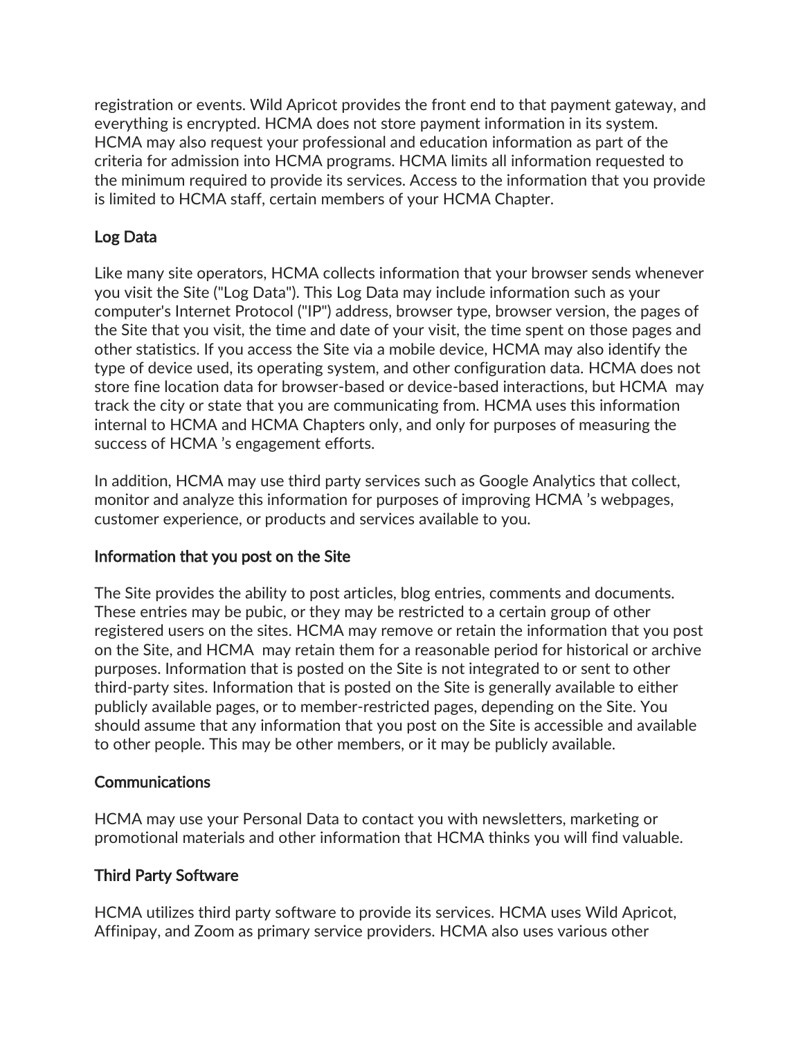registration or events. Wild Apricot provides the front end to that payment gateway, and everything is encrypted. HCMA does not store payment information in its system. HCMA may also request your professional and education information as part of the criteria for admission into HCMA programs. HCMA limits all information requested to the minimum required to provide its services. Access to the information that you provide is limited to HCMA staff, certain members of your HCMA Chapter.

## Log Data

Like many site operators, HCMA collects information that your browser sends whenever you visit the Site ("Log Data"). This Log Data may include information such as your computer's Internet Protocol ("IP") address, browser type, browser version, the pages of the Site that you visit, the time and date of your visit, the time spent on those pages and other statistics. If you access the Site via a mobile device, HCMA may also identify the type of device used, its operating system, and other configuration data. HCMA does not store fine location data for browser-based or device-based interactions, but HCMA may track the city or state that you are communicating from. HCMA uses this information internal to HCMA and HCMA Chapters only, and only for purposes of measuring the success of HCMA 's engagement efforts.

In addition, HCMA may use third party services such as Google Analytics that collect, monitor and analyze this information for purposes of improving HCMA 's webpages, customer experience, or products and services available to you.

## Information that you post on the Site

The Site provides the ability to post articles, blog entries, comments and documents. These entries may be pubic, or they may be restricted to a certain group of other registered users on the sites. HCMA may remove or retain the information that you post on the Site, and HCMA may retain them for a reasonable period for historical or archive purposes. Information that is posted on the Site is not integrated to or sent to other third-party sites. Information that is posted on the Site is generally available to either publicly available pages, or to member-restricted pages, depending on the Site. You should assume that any information that you post on the Site is accessible and available to other people. This may be other members, or it may be publicly available.

## Communications

HCMA may use your Personal Data to contact you with newsletters, marketing or promotional materials and other information that HCMA thinks you will find valuable.

## Third Party Software

HCMA utilizes third party software to provide its services. HCMA uses Wild Apricot, Affinipay, and Zoom as primary service providers. HCMA also uses various other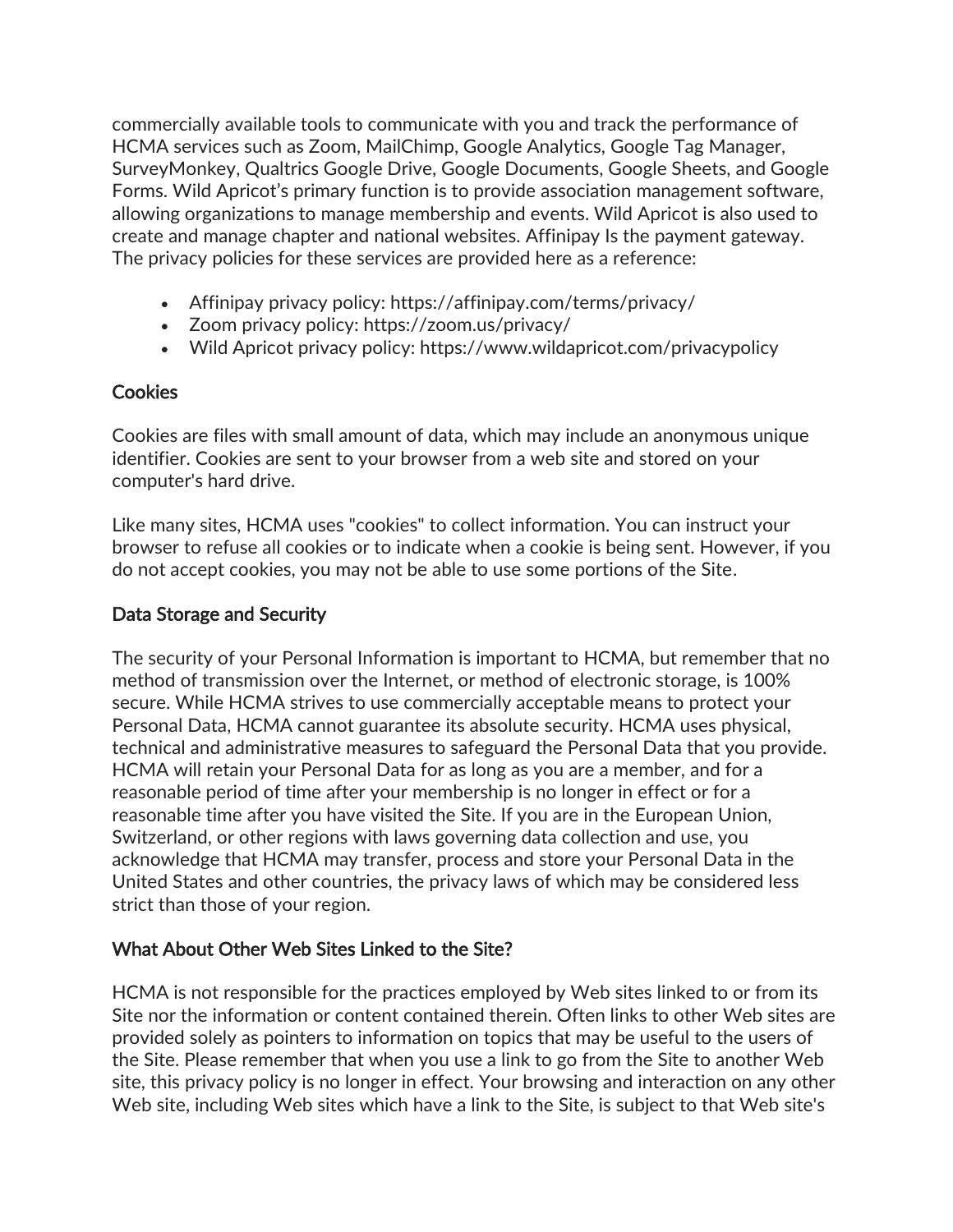commercially available tools to communicate with you and track the performance of HCMA services such as Zoom, MailChimp, Google Analytics, Google Tag Manager, SurveyMonkey, Qualtrics Google Drive, Google Documents, Google Sheets, and Google Forms. Wild Apricot's primary function is to provide association management software, allowing organizations to manage membership and events. Wild Apricot is also used to create and manage chapter and national websites. Affinipay Is the payment gateway. The privacy policies for these services are provided here as a reference:

- Affinipay privacy policy: https://affinipay.com/terms/privacy/
- Zoom privacy policy: https://zoom.us/privacy/
- Wild Apricot privacy policy: https://www.wildapricot.com/privacypolicy

## Cookies

Cookies are files with small amount of data, which may include an anonymous unique identifier. Cookies are sent to your browser from a web site and stored on your computer's hard drive.

Like many sites, HCMA uses "cookies" to collect information. You can instruct your browser to refuse all cookies or to indicate when a cookie is being sent. However, if you do not accept cookies, you may not be able to use some portions of the Site.

## Data Storage and Security

The security of your Personal Information is important to HCMA, but remember that no method of transmission over the Internet, or method of electronic storage, is 100% secure. While HCMA strives to use commercially acceptable means to protect your Personal Data, HCMA cannot guarantee its absolute security. HCMA uses physical, technical and administrative measures to safeguard the Personal Data that you provide. HCMA will retain your Personal Data for as long as you are a member, and for a reasonable period of time after your membership is no longer in effect or for a reasonable time after you have visited the Site. If you are in the European Union, Switzerland, or other regions with laws governing data collection and use, you acknowledge that HCMA may transfer, process and store your Personal Data in the United States and other countries, the privacy laws of which may be considered less strict than those of your region.

## What About Other Web Sites Linked to the Site?

HCMA is not responsible for the practices employed by Web sites linked to or from its Site nor the information or content contained therein. Often links to other Web sites are provided solely as pointers to information on topics that may be useful to the users of the Site. Please remember that when you use a link to go from the Site to another Web site, this privacy policy is no longer in effect. Your browsing and interaction on any other Web site, including Web sites which have a link to the Site, is subject to that Web site's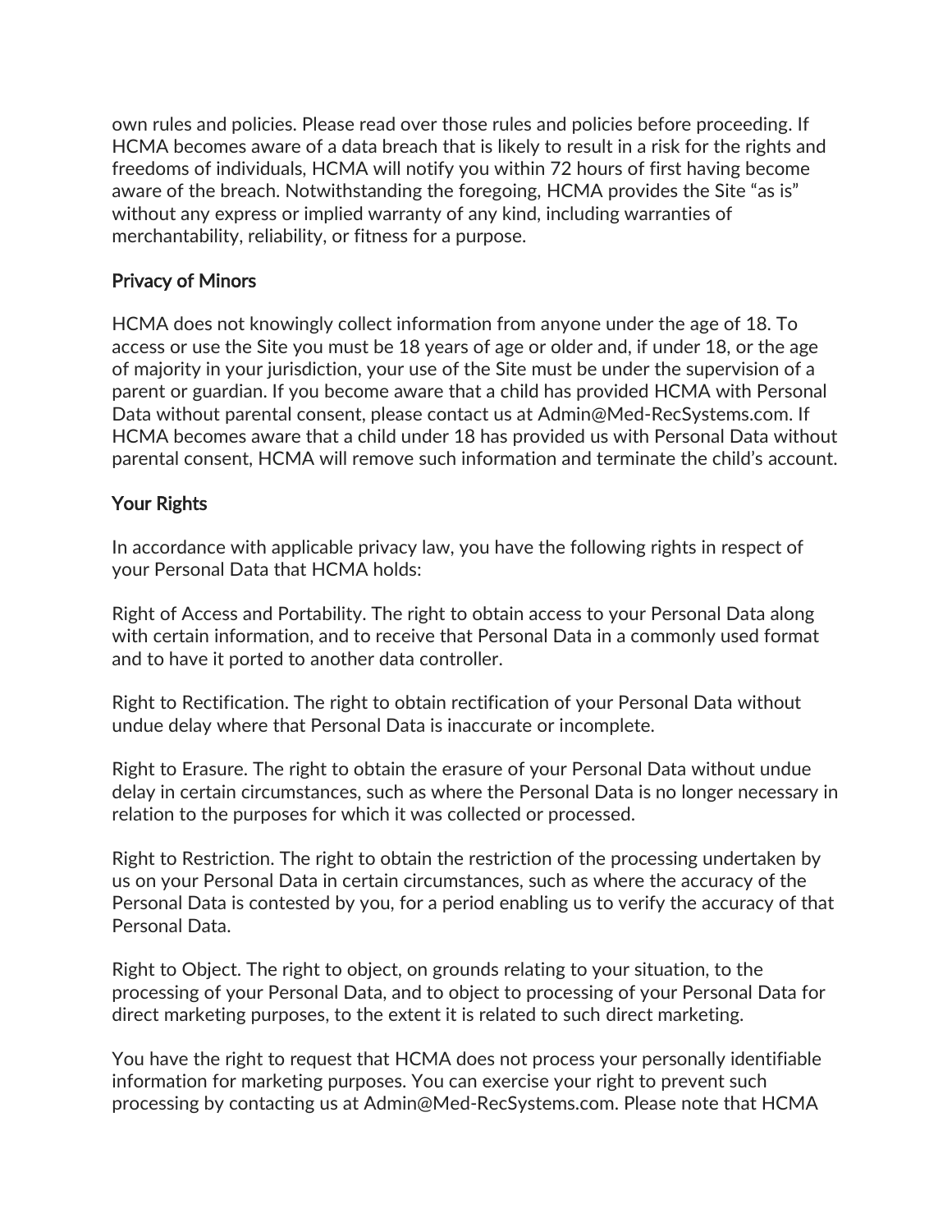own rules and policies. Please read over those rules and policies before proceeding. If HCMA becomes aware of a data breach that is likely to result in a risk for the rights and freedoms of individuals, HCMA will notify you within 72 hours of first having become aware of the breach. Notwithstanding the foregoing, HCMA provides the Site "as is" without any express or implied warranty of any kind, including warranties of merchantability, reliability, or fitness for a purpose.

## Privacy of Minors

HCMA does not knowingly collect information from anyone under the age of 18. To access or use the Site you must be 18 years of age or older and, if under 18, or the age of majority in your jurisdiction, your use of the Site must be under the supervision of a parent or guardian. If you become aware that a child has provided HCMA with Personal Data without parental consent, please contact us at Admin@Med-RecSystems.com. If HCMA becomes aware that a child under 18 has provided us with Personal Data without parental consent, HCMA will remove such information and terminate the child's account.

## Your Rights

In accordance with applicable privacy law, you have the following rights in respect of your Personal Data that HCMA holds:

Right of Access and Portability. The right to obtain access to your Personal Data along with certain information, and to receive that Personal Data in a commonly used format and to have it ported to another data controller.

Right to Rectification. The right to obtain rectification of your Personal Data without undue delay where that Personal Data is inaccurate or incomplete.

Right to Erasure. The right to obtain the erasure of your Personal Data without undue delay in certain circumstances, such as where the Personal Data is no longer necessary in relation to the purposes for which it was collected or processed.

Right to Restriction. The right to obtain the restriction of the processing undertaken by us on your Personal Data in certain circumstances, such as where the accuracy of the Personal Data is contested by you, for a period enabling us to verify the accuracy of that Personal Data.

Right to Object. The right to object, on grounds relating to your situation, to the processing of your Personal Data, and to object to processing of your Personal Data for direct marketing purposes, to the extent it is related to such direct marketing.

You have the right to request that HCMA does not process your personally identifiable information for marketing purposes. You can exercise your right to prevent such processing by contacting us at Admin@Med-RecSystems.com. Please note that HCMA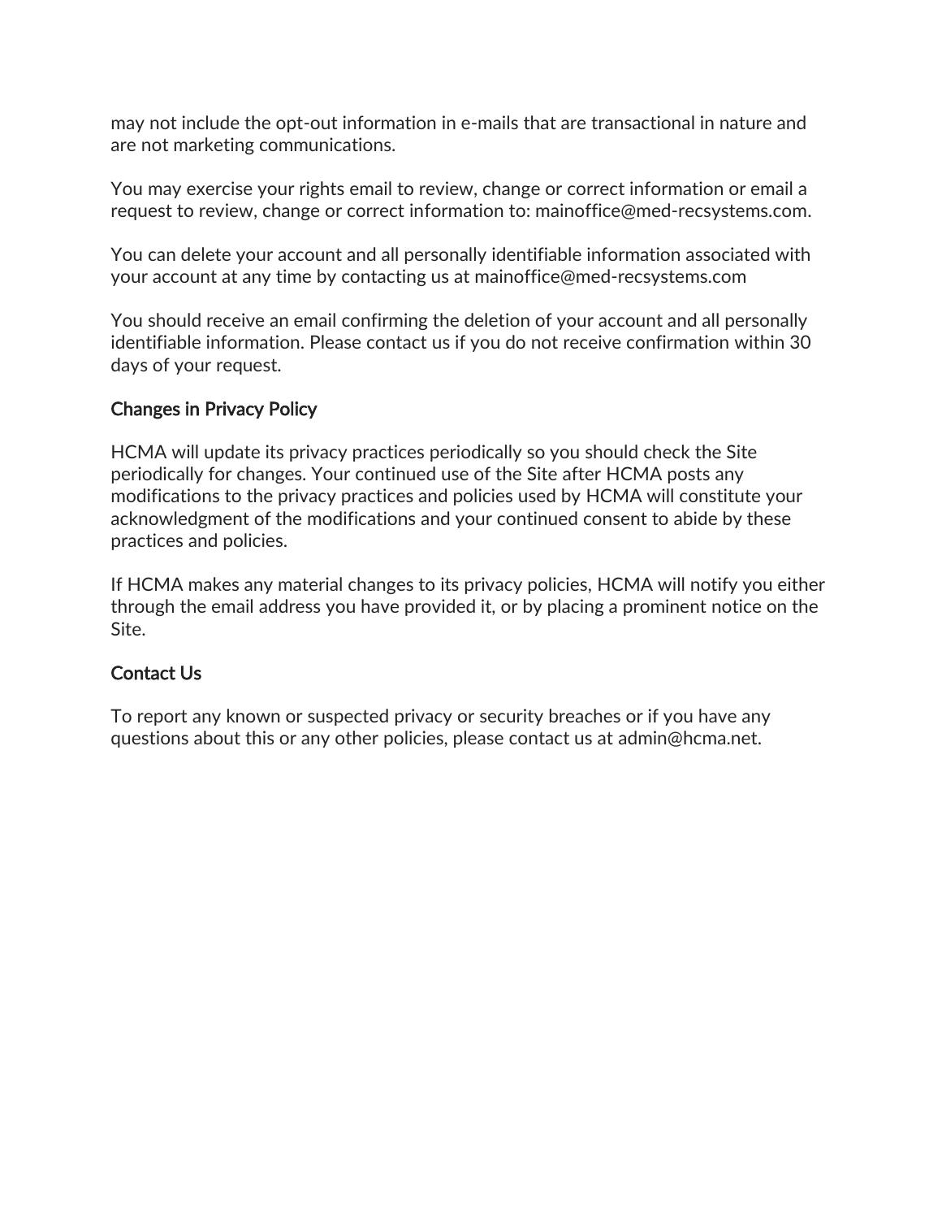may not include the opt-out information in e-mails that are transactional in nature and are not marketing communications.

You may exercise your rights email to review, change or correct information or email a request to review, change or correct information to: mainoffice@med-recsystems.com.

You can delete your account and all personally identifiable information associated with your account at any time by contacting us at mainoffice@med-recsystems.com

You should receive an email confirming the deletion of your account and all personally identifiable information. Please contact us if you do not receive confirmation within 30 days of your request.

## Changes in Privacy Policy

HCMA will update its privacy practices periodically so you should check the Site periodically for changes. Your continued use of the Site after HCMA posts any modifications to the privacy practices and policies used by HCMA will constitute your acknowledgment of the modifications and your continued consent to abide by these practices and policies.

If HCMA makes any material changes to its privacy policies, HCMA will notify you either through the email address you have provided it, or by placing a prominent notice on the Site.

## Contact Us

To report any known or suspected privacy or security breaches or if you have any questions about this or any other policies, please contact us at admin@hcma.net.